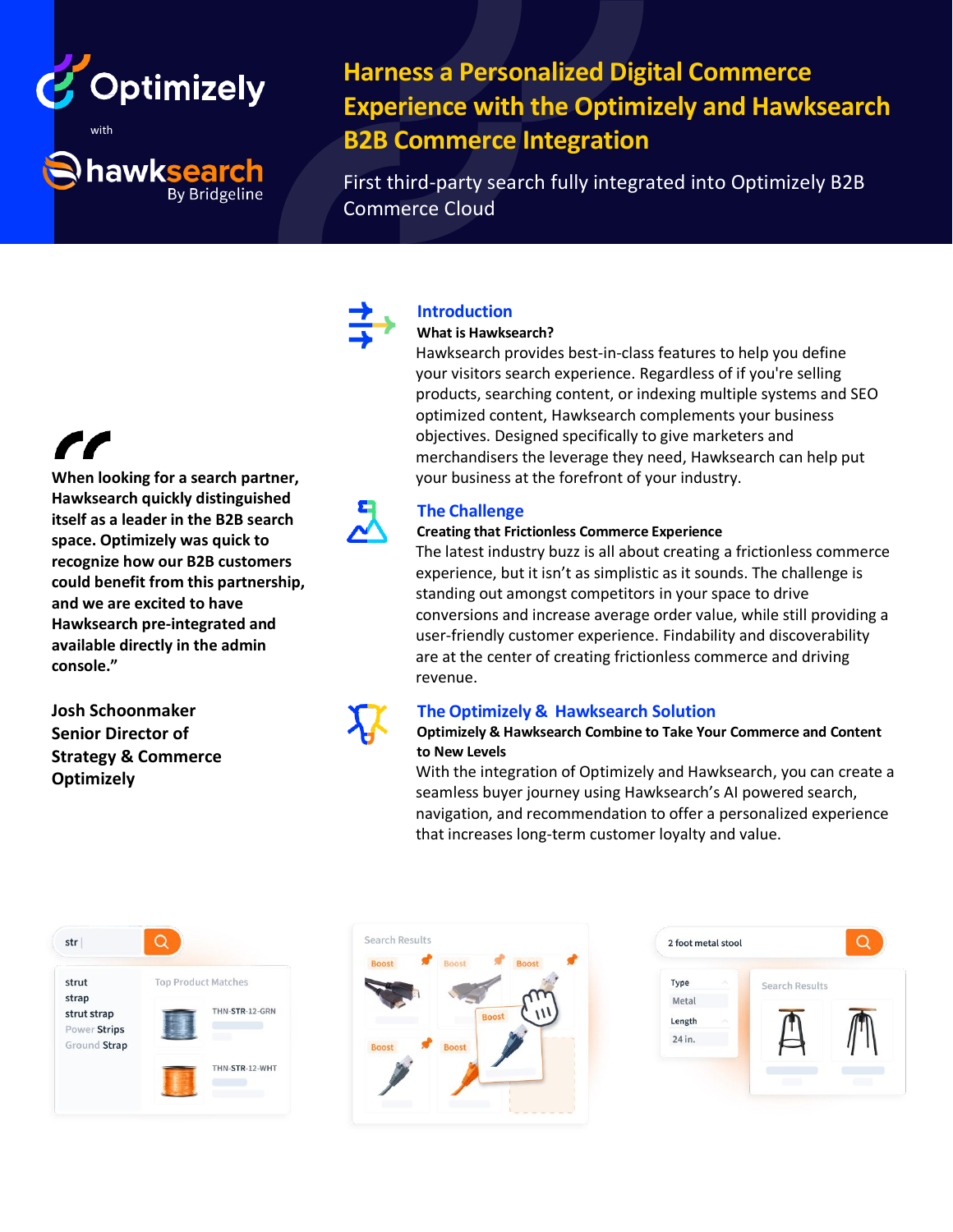Optimizely

with

hawksearch By Bridgeline

# Harness a Personalized Digital Commerce Experience with the Optimizely and Hawksearch B2B Commerce Integration

First third-party search fully integrated into Optimizely B2B Commerce Cloud

## Introduction

**What is Hawksearch?**

Hawksearch provides best-in-class features to help you define your visitors search experience. Regardless of if you're selling products, searching content, or indexing multiple systems and SEO optimized content, Hawksearch complements your business objectives. Designed specifically to give marketers and merchandisers the leverage they need, Hawksearch can help put your business at the forefront of your industry.

## The Challenge

**Creating that Frictionless Commerce Experience**

The latest industry buzz is all about creating a frictionless commerce experience, but it isn't as simplistic as it sounds. The challenge is standing out amongst competitors in your space to drive conversions and increase average order value, while still providing a user-friendly customer experience. Findability and discoverability are at the center of creating frictionless commerce and driving revenue.

## The Optimizely & Hawksearch Solution

**Optimizely & Hawksearch Combine to Take Your Commerce and Content to New Levels**

With the integration of Optimizely and Hawksearch, you can create a seamless buyer journey using Hawksearch's AI powered search, navigation, and recommendation to offer a personalized experience that increases long-term customer loyalty and value.

> **"When looking for a search partner, Hawksearch quickly distinguished itself as a leader in the B2B search space. Optimizely was quick to recognize how our B2B customers could benefit from this partnership, and we are excited to have Hawksearch pre-integrated and available directly in the admin console."**
>
> **Josh Schoonmaker**
> **Senior Director of Strategy & Commerce**
> **Optimizely**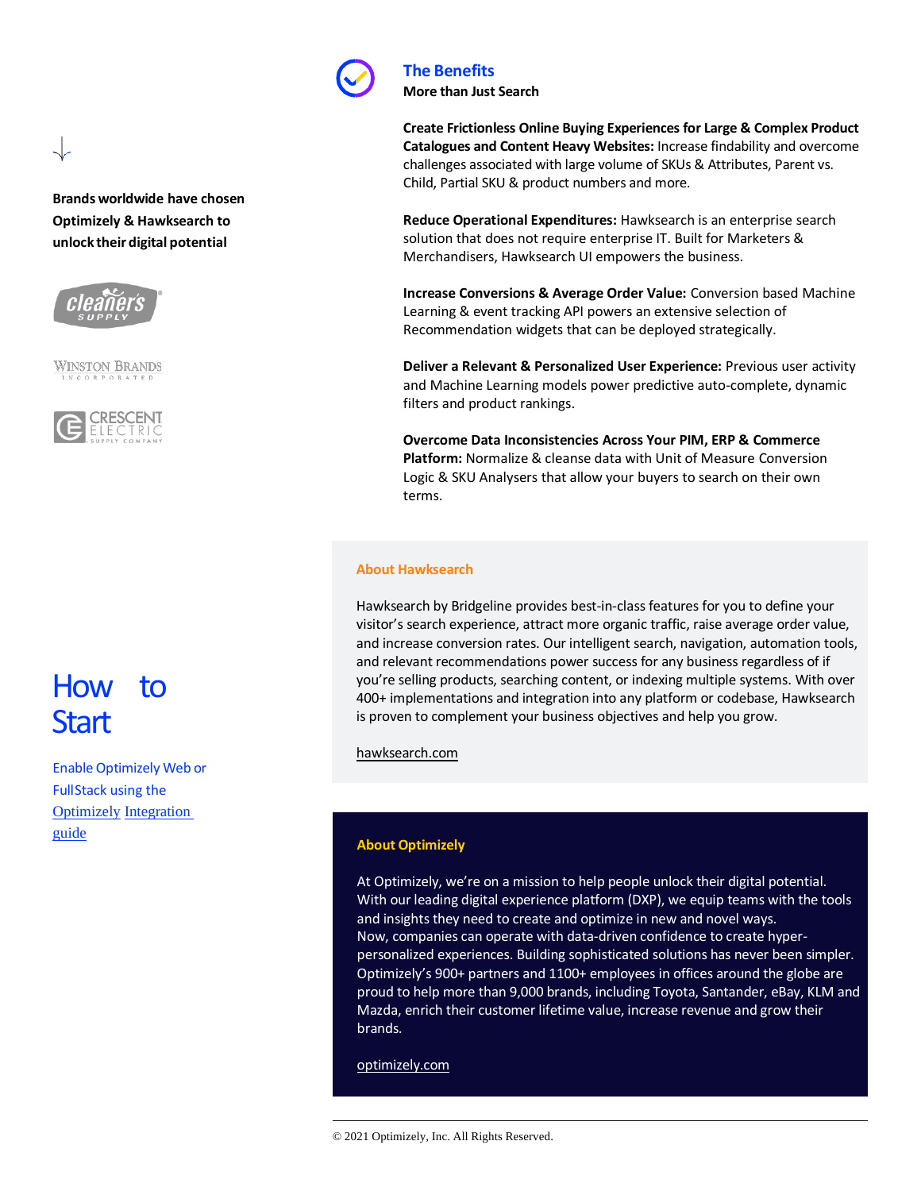**Brands worldwide have chosen Optimizely & Hawksearch to unlock their digital potential**

# How to Start

Enable Optimizely Web or FullStack using the Optimizely Integration guide

## The Benefits

**More than Just Search**

**Create Frictionless Online Buying Experiences for Large & Complex Product Catalogues and Content Heavy Websites:** Increase findability and overcome challenges associated with large volume of SKUs & Attributes, Parent vs. Child, Partial SKU & product numbers and more.

**Reduce Operational Expenditures:** Hawksearch is an enterprise search solution that does not require enterprise IT. Built for Marketers & Merchandisers, Hawksearch UI empowers the business.

**Increase Conversions & Average Order Value:** Conversion based Machine Learning & event tracking API powers an extensive selection of Recommendation widgets that can be deployed strategically.

**Deliver a Relevant & Personalized User Experience:** Previous user activity and Machine Learning models power predictive auto-complete, dynamic filters and product rankings.

**Overcome Data Inconsistencies Across Your PIM, ERP & Commerce Platform:** Normalize & cleanse data with Unit of Measure Conversion Logic & SKU Analysers that allow your buyers to search on their own terms.

### About Hawksearch

Hawksearch by Bridgeline provides best-in-class features for you to define your visitor's search experience, attract more organic traffic, raise average order value, and increase conversion rates. Our intelligent search, navigation, automation tools, and relevant recommendations power success for any business regardless of if you're selling products, searching content, or indexing multiple systems. With over 400+ implementations and integration into any platform or codebase, Hawksearch is proven to complement your business objectives and help you grow.

hawksearch.com

### About Optimizely

At Optimizely, we're on a mission to help people unlock their digital potential. With our leading digital experience platform (DXP), we equip teams with the tools and insights they need to create and optimize in new and novel ways. Now, companies can operate with data-driven confidence to create hyper-personalized experiences. Building sophisticated solutions has never been simpler. Optimizely's 900+ partners and 1100+ employees in offices around the globe are proud to help more than 9,000 brands, including Toyota, Santander, eBay, KLM and Mazda, enrich their customer lifetime value, increase revenue and grow their brands.

optimizely.com

© 2021 Optimizely, Inc. All Rights Reserved.